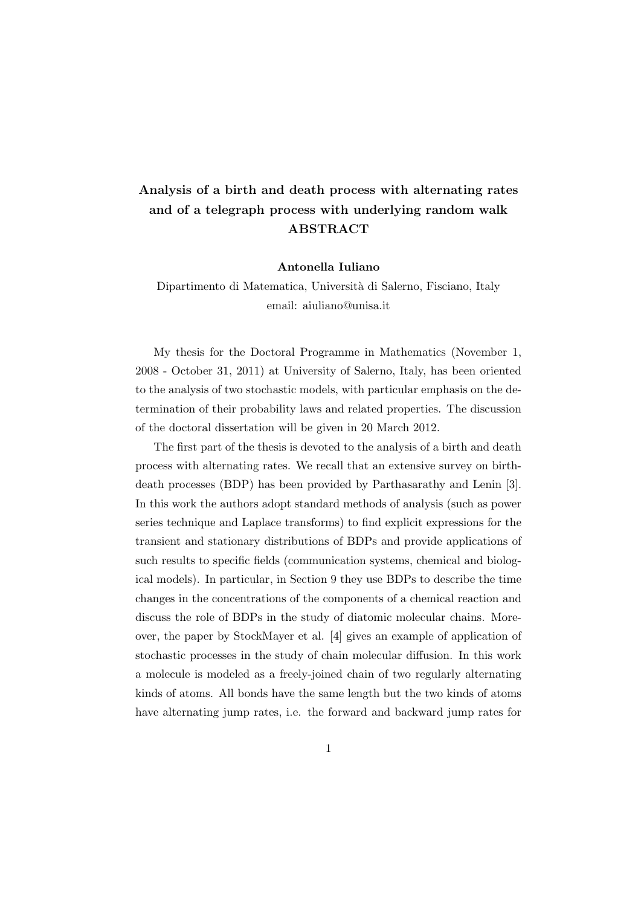# Analysis of a birth and death process with alternating rates and of a telegraph process with underlying random walk

## ABSTRACT

**Antonella Iuliano**

Dipartimento di Matematica, Università di Salerno, Fisciano, Italy
email: aiuliano@unisa.it

My thesis for the Doctoral Programme in Mathematics (November 1, 2008 - October 31, 2011) at University of Salerno, Italy, has been oriented to the analysis of two stochastic models, with particular emphasis on the determination of their probability laws and related properties. The discussion of the doctoral dissertation will be given in 20 March 2012.

The first part of the thesis is devoted to the analysis of a birth and death process with alternating rates. We recall that an extensive survey on birth-death processes (BDP) has been provided by Parthasarathy and Lenin [3]. In this work the authors adopt standard methods of analysis (such as power series technique and Laplace transforms) to find explicit expressions for the transient and stationary distributions of BDPs and provide applications of such results to specific fields (communication systems, chemical and biological models). In particular, in Section 9 they use BDPs to describe the time changes in the concentrations of the components of a chemical reaction and discuss the role of BDPs in the study of diatomic molecular chains. Moreover, the paper by StockMayer et al. [4] gives an example of application of stochastic processes in the study of chain molecular diffusion. In this work a molecule is modeled as a freely-joined chain of two regularly alternating kinds of atoms. All bonds have the same length but the two kinds of atoms have alternating jump rates, i.e. the forward and backward jump rates for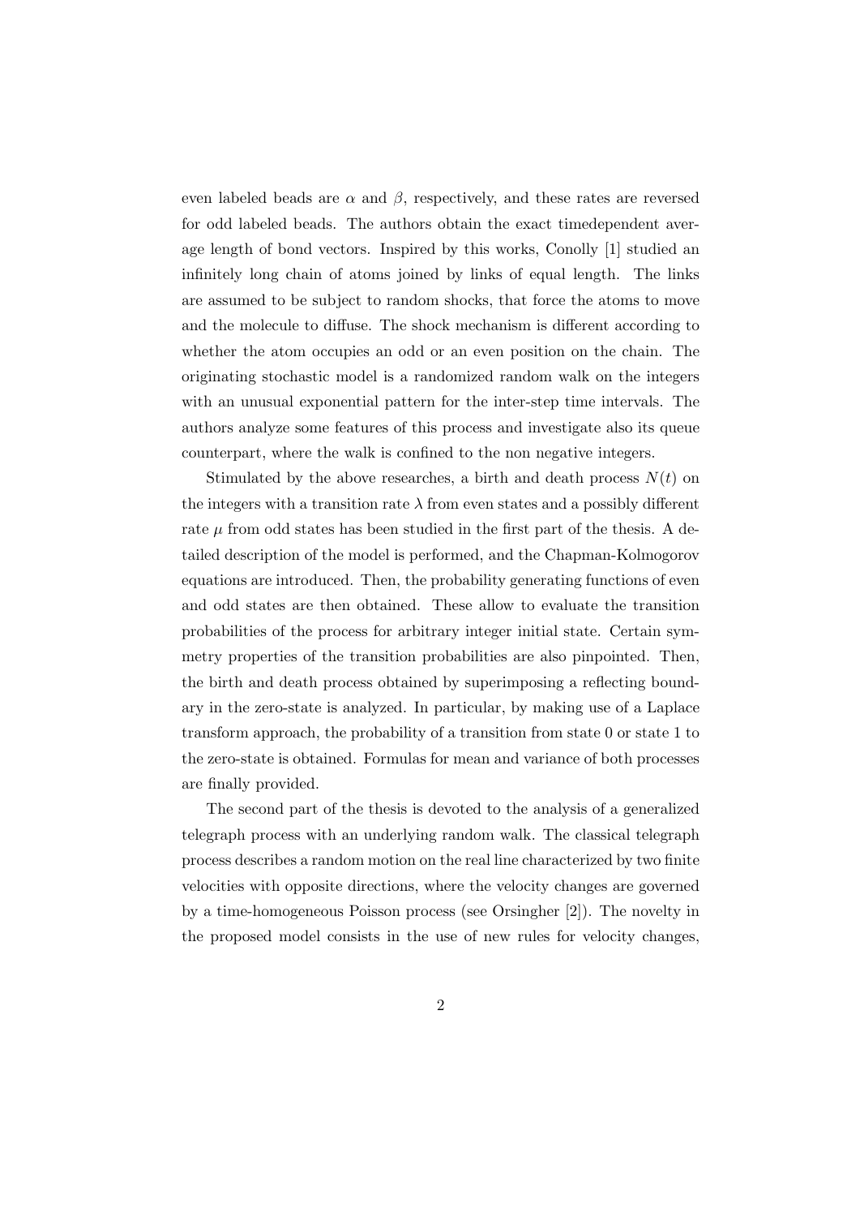even labeled beads are $\alpha$ and $\beta$, respectively, and these rates are reversed for odd labeled beads. The authors obtain the exact timedependent average length of bond vectors. Inspired by this works, Conolly [1] studied an infinitely long chain of atoms joined by links of equal length. The links are assumed to be subject to random shocks, that force the atoms to move and the molecule to diffuse. The shock mechanism is different according to whether the atom occupies an odd or an even position on the chain. The originating stochastic model is a randomized random walk on the integers with an unusual exponential pattern for the inter-step time intervals. The authors analyze some features of this process and investigate also its queue counterpart, where the walk is confined to the non negative integers.

Stimulated by the above researches, a birth and death process $N(t)$ on the integers with a transition rate $\lambda$ from even states and a possibly different rate $\mu$ from odd states has been studied in the first part of the thesis. A detailed description of the model is performed, and the Chapman-Kolmogorov equations are introduced. Then, the probability generating functions of even and odd states are then obtained. These allow to evaluate the transition probabilities of the process for arbitrary integer initial state. Certain symmetry properties of the transition probabilities are also pinpointed. Then, the birth and death process obtained by superimposing a reflecting boundary in the zero-state is analyzed. In particular, by making use of a Laplace transform approach, the probability of a transition from state 0 or state 1 to the zero-state is obtained. Formulas for mean and variance of both processes are finally provided.

The second part of the thesis is devoted to the analysis of a generalized telegraph process with an underlying random walk. The classical telegraph process describes a random motion on the real line characterized by two finite velocities with opposite directions, where the velocity changes are governed by a time-homogeneous Poisson process (see Orsingher [2]). The novelty in the proposed model consists in the use of new rules for velocity changes,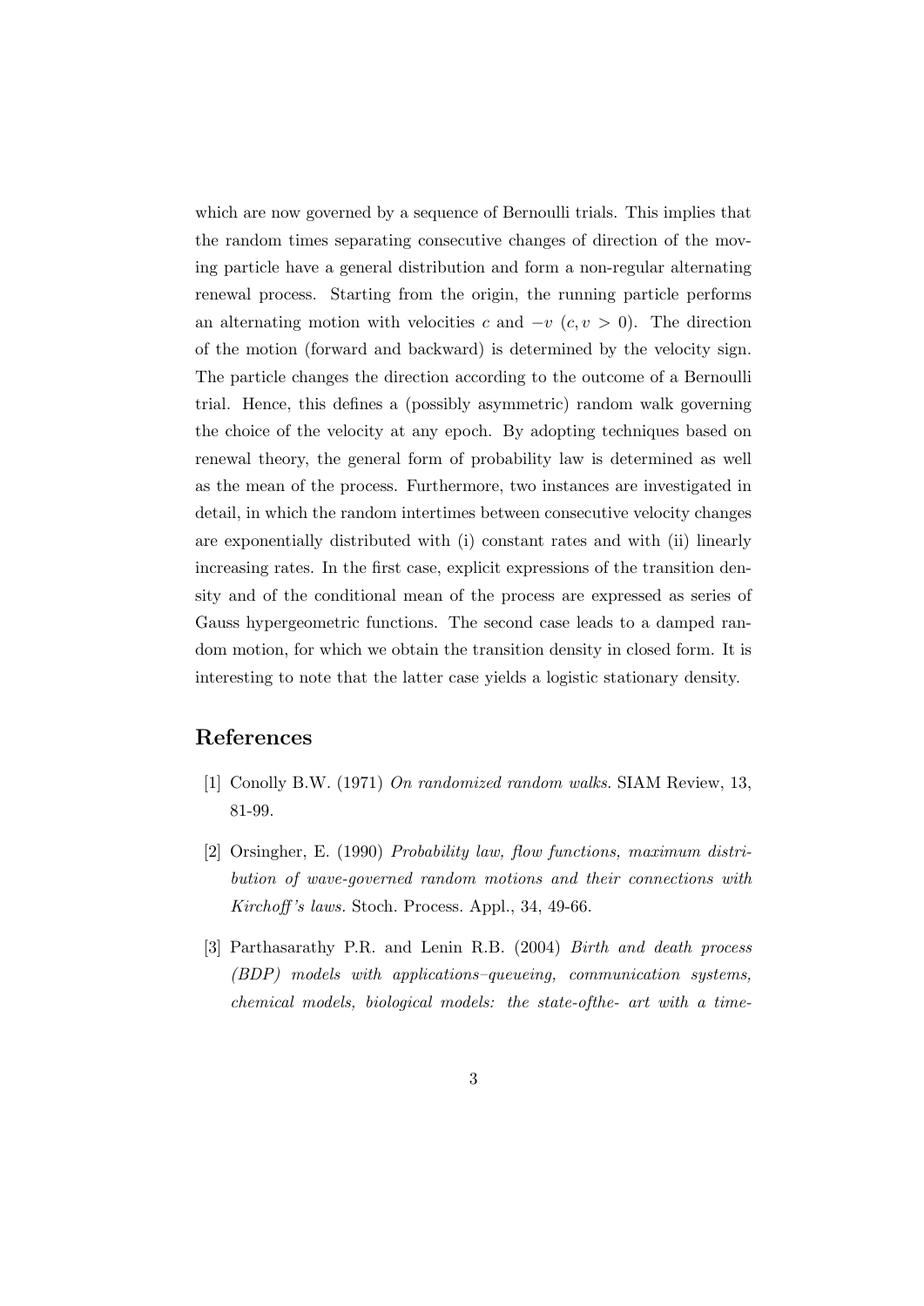which are now governed by a sequence of Bernoulli trials. This implies that the random times separating consecutive changes of direction of the moving particle have a general distribution and form a non-regular alternating renewal process. Starting from the origin, the running particle performs an alternating motion with velocities $c$ and $-v$ $(c, v > 0)$. The direction of the motion (forward and backward) is determined by the velocity sign. The particle changes the direction according to the outcome of a Bernoulli trial. Hence, this defines a (possibly asymmetric) random walk governing the choice of the velocity at any epoch. By adopting techniques based on renewal theory, the general form of probability law is determined as well as the mean of the process. Furthermore, two instances are investigated in detail, in which the random intertimes between consecutive velocity changes are exponentially distributed with (i) constant rates and with (ii) linearly increasing rates. In the first case, explicit expressions of the transition density and of the conditional mean of the process are expressed as series of Gauss hypergeometric functions. The second case leads to a damped random motion, for which we obtain the transition density in closed form. It is interesting to note that the latter case yields a logistic stationary density.

## References

[1] Conolly B.W. (1971) *On randomized random walks.* SIAM Review, 13, 81-99.

[2] Orsingher, E. (1990) *Probability law, flow functions, maximum distribution of wave-governed random motions and their connections with Kirchoff's laws.* Stoch. Process. Appl., 34, 49-66.

[3] Parthasarathy P.R. and Lenin R.B. (2004) *Birth and death process (BDP) models with applications–queueing, communication systems, chemical models, biological models: the state-ofthe- art with a time-*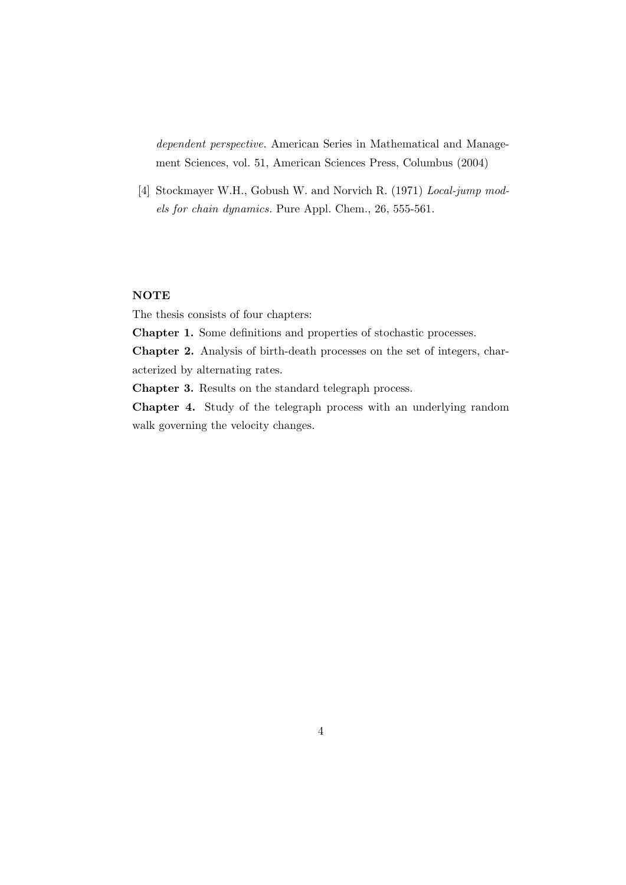*dependent perspective.* American Series in Mathematical and Management Sciences, vol. 51, American Sciences Press, Columbus (2004)

[4] Stockmayer W.H., Gobush W. and Norvich R. (1971) *Local-jump models for chain dynamics.* Pure Appl. Chem., 26, 555-561.

**NOTE**

The thesis consists of four chapters:

**Chapter 1.** Some definitions and properties of stochastic processes.

**Chapter 2.** Analysis of birth-death processes on the set of integers, characterized by alternating rates.

**Chapter 3.** Results on the standard telegraph process.

**Chapter 4.** Study of the telegraph process with an underlying random walk governing the velocity changes.